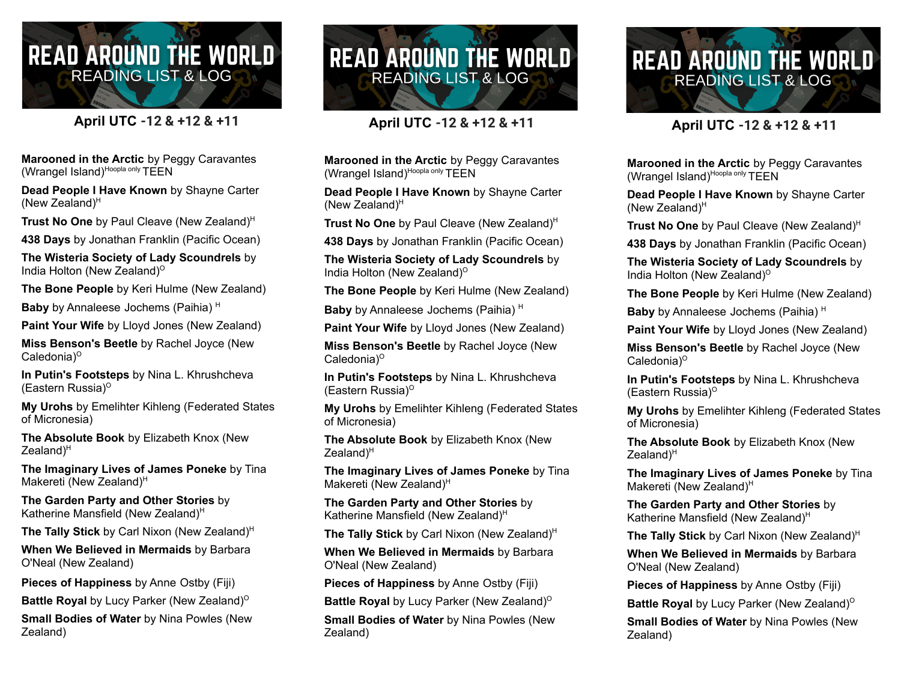# READ AROUND THE WORLD

## READING LIST & LOG

### April UTC -12 & +12 & +11

**Marooned in the Arctic** by Peggy Caravantes (Wrangel Island)[Hoopla only] TEEN

**Dead People I Have Known** by Shayne Carter (New Zealand)[H]

**Trust No One** by Paul Cleave (New Zealand)[H]

**438 Days** by Jonathan Franklin (Pacific Ocean)

**The Wisteria Society of Lady Scoundrels** by India Holton (New Zealand)[O]

**The Bone People** by Keri Hulme (New Zealand)

**Baby** by Annaleese Jochems (Paihia) [H]

**Paint Your Wife** by Lloyd Jones (New Zealand)

**Miss Benson's Beetle** by Rachel Joyce (New Caledonia)[O]

**In Putin's Footsteps** by Nina L. Khrushcheva (Eastern Russia)[O]

**My Urohs** by Emelihter Kihleng (Federated States of Micronesia)

**The Absolute Book** by Elizabeth Knox (New Zealand)[H]

**The Imaginary Lives of James Poneke** by Tina Makereti (New Zealand)[H]

**The Garden Party and Other Stories** by Katherine Mansfield (New Zealand)[H]

**The Tally Stick** by Carl Nixon (New Zealand)[H]

**When We Believed in Mermaids** by Barbara O'Neal (New Zealand)

**Pieces of Happiness** by Anne Ostby (Fiji)

**Battle Royal** by Lucy Parker (New Zealand)[O]

**Small Bodies of Water** by Nina Powles (New Zealand)

# READ AROUND THE WORLD

## READING LIST & LOG

### April UTC -12 & +12 & +11

**Marooned in the Arctic** by Peggy Caravantes (Wrangel Island)[Hoopla only] TEEN

**Dead People I Have Known** by Shayne Carter (New Zealand)[H]

**Trust No One** by Paul Cleave (New Zealand)[H]

**438 Days** by Jonathan Franklin (Pacific Ocean)

**The Wisteria Society of Lady Scoundrels** by India Holton (New Zealand)[O]

**The Bone People** by Keri Hulme (New Zealand)

**Baby** by Annaleese Jochems (Paihia) [H]

**Paint Your Wife** by Lloyd Jones (New Zealand)

**Miss Benson's Beetle** by Rachel Joyce (New Caledonia)[O]

**In Putin's Footsteps** by Nina L. Khrushcheva (Eastern Russia)[O]

**My Urohs** by Emelihter Kihleng (Federated States of Micronesia)

**The Absolute Book** by Elizabeth Knox (New Zealand)[H]

**The Imaginary Lives of James Poneke** by Tina Makereti (New Zealand)[H]

**The Garden Party and Other Stories** by Katherine Mansfield (New Zealand)[H]

**The Tally Stick** by Carl Nixon (New Zealand)[H]

**When We Believed in Mermaids** by Barbara O'Neal (New Zealand)

**Pieces of Happiness** by Anne Ostby (Fiji)

**Battle Royal** by Lucy Parker (New Zealand)[O]

**Small Bodies of Water** by Nina Powles (New Zealand)

# READ AROUND THE WORLD

## READING LIST & LOG

### April UTC -12 & +12 & +11

**Marooned in the Arctic** by Peggy Caravantes (Wrangel Island)[Hoopla only] TEEN

**Dead People I Have Known** by Shayne Carter (New Zealand)[H]

**Trust No One** by Paul Cleave (New Zealand)[H]

**438 Days** by Jonathan Franklin (Pacific Ocean)

**The Wisteria Society of Lady Scoundrels** by India Holton (New Zealand)[O]

**The Bone People** by Keri Hulme (New Zealand)

**Baby** by Annaleese Jochems (Paihia) [H]

**Paint Your Wife** by Lloyd Jones (New Zealand)

**Miss Benson's Beetle** by Rachel Joyce (New Caledonia)[O]

**In Putin's Footsteps** by Nina L. Khrushcheva (Eastern Russia)[O]

**My Urohs** by Emelihter Kihleng (Federated States of Micronesia)

**The Absolute Book** by Elizabeth Knox (New Zealand)[H]

**The Imaginary Lives of James Poneke** by Tina Makereti (New Zealand)[H]

**The Garden Party and Other Stories** by Katherine Mansfield (New Zealand)[H]

**The Tally Stick** by Carl Nixon (New Zealand)[H]

**When We Believed in Mermaids** by Barbara O'Neal (New Zealand)

**Pieces of Happiness** by Anne Ostby (Fiji)

**Battle Royal** by Lucy Parker (New Zealand)[O]

**Small Bodies of Water** by Nina Powles (New Zealand)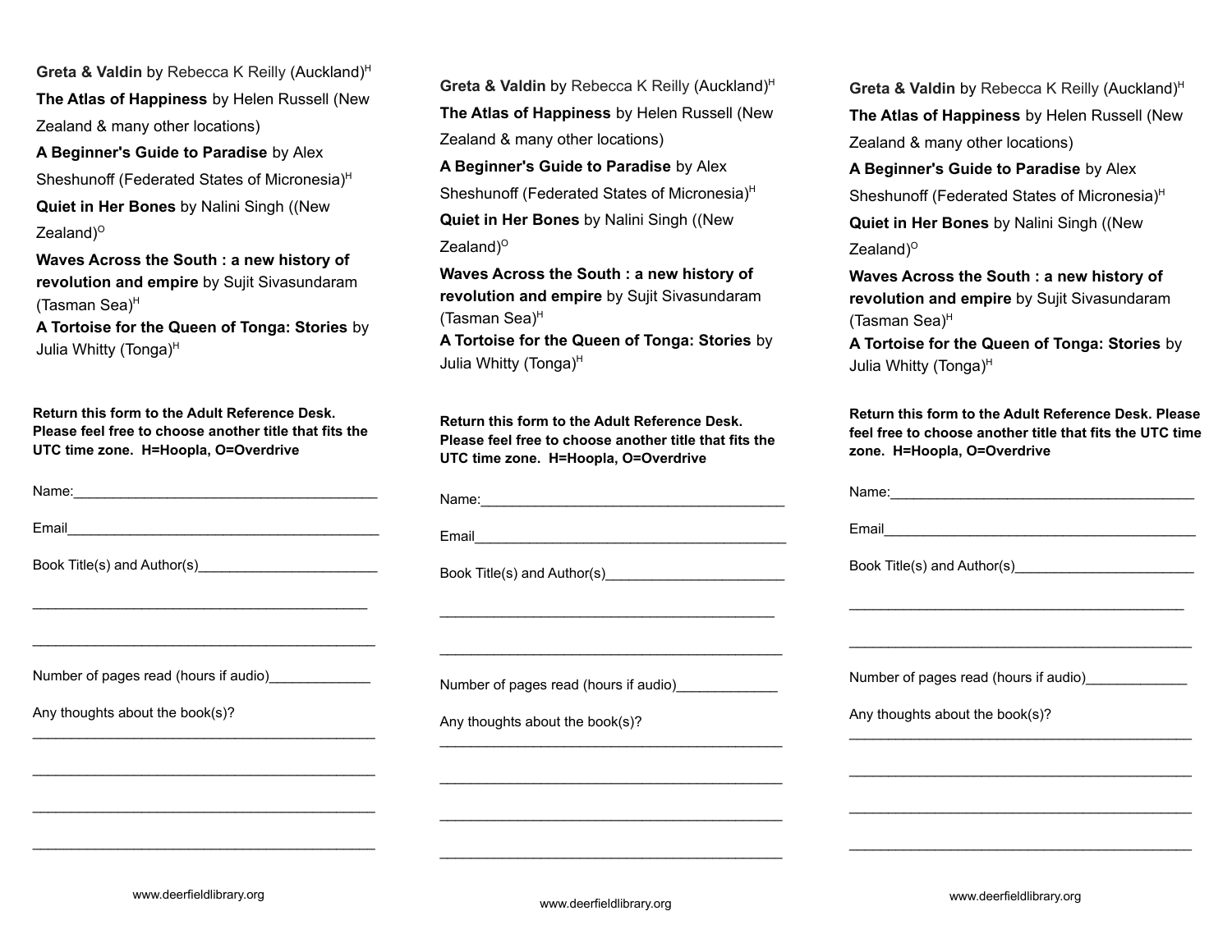**Greta & Valdin** by Rebecca K Reilly (Auckland)[H]

**The Atlas of Happiness** by Helen Russell (New Zealand & many other locations)

**A Beginner's Guide to Paradise** by Alex Sheshunoff (Federated States of Micronesia)[H]

**Quiet in Her Bones** by Nalini Singh ((New Zealand)[O]

**Waves Across the South : a new history of revolution and empire** by Sujit Sivasundaram (Tasman Sea)[H]

**A Tortoise for the Queen of Tonga: Stories** by Julia Whitty (Tonga)[H]

**Return this form to the Adult Reference Desk. Please feel free to choose another title that fits the UTC time zone. H=Hoopla, O=Overdrive**

Name:________________________________________

Email_________________________________________

Book Title(s) and Author(s)________________________

_____________________________________________

_____________________________________________

Number of pages read (hours if audio)_____________

Any thoughts about the book(s)?

_____________________________________________

_____________________________________________

_____________________________________________

_____________________________________________

www.deerfieldlibrary.org

**Greta & Valdin** by Rebecca K Reilly (Auckland)[H]

**The Atlas of Happiness** by Helen Russell (New Zealand & many other locations)

**A Beginner's Guide to Paradise** by Alex Sheshunoff (Federated States of Micronesia)[H]

**Quiet in Her Bones** by Nalini Singh ((New Zealand)[O]

**Waves Across the South : a new history of revolution and empire** by Sujit Sivasundaram (Tasman Sea)[H]

**A Tortoise for the Queen of Tonga: Stories** by Julia Whitty (Tonga)[H]

**Return this form to the Adult Reference Desk. Please feel free to choose another title that fits the UTC time zone. H=Hoopla, O=Overdrive**

Name:________________________________________

Email_________________________________________

Book Title(s) and Author(s)________________________

_____________________________________________

_____________________________________________

Number of pages read (hours if audio)_____________

Any thoughts about the book(s)?

_____________________________________________

_____________________________________________

_____________________________________________

_____________________________________________

www.deerfieldlibrary.org

**Greta & Valdin** by Rebecca K Reilly (Auckland)[H]

**The Atlas of Happiness** by Helen Russell (New Zealand & many other locations)

**A Beginner's Guide to Paradise** by Alex Sheshunoff (Federated States of Micronesia)[H]

**Quiet in Her Bones** by Nalini Singh ((New Zealand)[O]

**Waves Across the South : a new history of revolution and empire** by Sujit Sivasundaram (Tasman Sea)[H]

**A Tortoise for the Queen of Tonga: Stories** by Julia Whitty (Tonga)[H]

**Return this form to the Adult Reference Desk. Please feel free to choose another title that fits the UTC time zone. H=Hoopla, O=Overdrive**

Name:________________________________________

Email_________________________________________

Book Title(s) and Author(s)________________________

_____________________________________________

_____________________________________________

Number of pages read (hours if audio)_____________

Any thoughts about the book(s)?

_____________________________________________

_____________________________________________

_____________________________________________

_____________________________________________

www.deerfieldlibrary.org